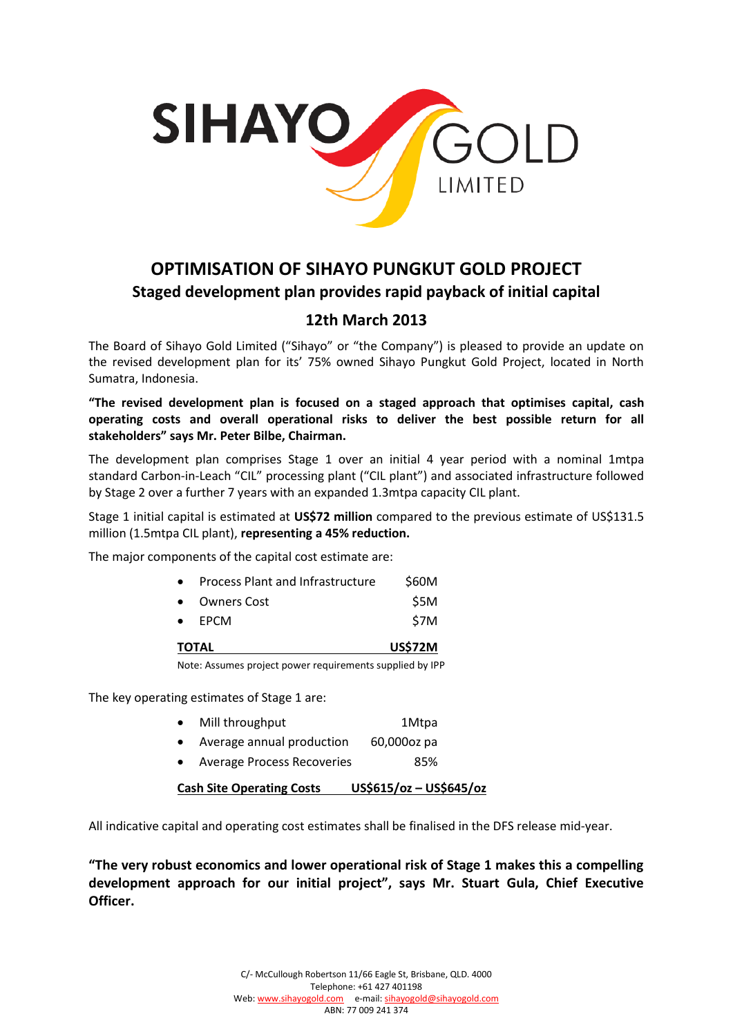SIHAYO GOLD LIMITED

# OPTIMISATION OF SIHAYO PUNGKUT GOLD PROJECT

## Staged development plan provides rapid payback of initial capital

### 12th March 2013

The Board of Sihayo Gold Limited ("Sihayo" or "the Company") is pleased to provide an update on the revised development plan for its' 75% owned Sihayo Pungkut Gold Project, located in North Sumatra, Indonesia.

**"The revised development plan is focused on a staged approach that optimises capital, cash operating costs and overall operational risks to deliver the best possible return for all stakeholders" says Mr. Peter Bilbe, Chairman.**

The development plan comprises Stage 1 over an initial 4 year period with a nominal 1mtpa standard Carbon-in-Leach "CIL" processing plant ("CIL plant") and associated infrastructure followed by Stage 2 over a further 7 years with an expanded 1.3mtpa capacity CIL plant.

Stage 1 initial capital is estimated at **US$72 million** compared to the previous estimate of US$131.5 million (1.5mtpa CIL plant), **representing a 45% reduction.**

The major components of the capital cost estimate are:

| Component | Cost |
|---|---|
| • Process Plant and Infrastructure | $60M |
| • Owners Cost | $5M |
| • EPCM | $7M |
| **TOTAL** | **US$72M** |

Note: Assumes project power requirements supplied by IPP

The key operating estimates of Stage 1 are:

| Item | Estimate |
|---|---|
| • Mill throughput | 1Mtpa |
| • Average annual production | 60,000oz pa |
| • Average Process Recoveries | 85% |
| **Cash Site Operating Costs** | **US$615/oz – US$645/oz** |

All indicative capital and operating cost estimates shall be finalised in the DFS release mid-year.

**"The very robust economics and lower operational risk of Stage 1 makes this a compelling development approach for our initial project", says Mr. Stuart Gula, Chief Executive Officer.**

C/- McCullough Robertson 11/66 Eagle St, Brisbane, QLD. 4000
Telephone: +61 427 401198
Web: www.sihayogold.com e-mail: sihayogold@sihayogold.com
ABN: 77 009 241 374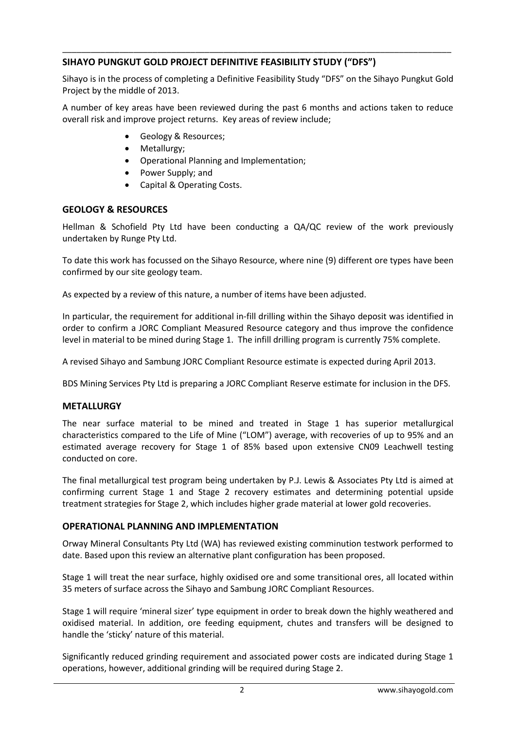## SIHAYO PUNGKUT GOLD PROJECT DEFINITIVE FEASIBILITY STUDY ("DFS")

Sihayo is in the process of completing a Definitive Feasibility Study "DFS" on the Sihayo Pungkut Gold Project by the middle of 2013.

A number of key areas have been reviewed during the past 6 months and actions taken to reduce overall risk and improve project returns. Key areas of review include;

- Geology & Resources;
- Metallurgy;
- Operational Planning and Implementation;
- Power Supply; and
- Capital & Operating Costs.

## GEOLOGY & RESOURCES

Hellman & Schofield Pty Ltd have been conducting a QA/QC review of the work previously undertaken by Runge Pty Ltd.

To date this work has focussed on the Sihayo Resource, where nine (9) different ore types have been confirmed by our site geology team.

As expected by a review of this nature, a number of items have been adjusted.

In particular, the requirement for additional in-fill drilling within the Sihayo deposit was identified in order to confirm a JORC Compliant Measured Resource category and thus improve the confidence level in material to be mined during Stage 1. The infill drilling program is currently 75% complete.

A revised Sihayo and Sambung JORC Compliant Resource estimate is expected during April 2013.

BDS Mining Services Pty Ltd is preparing a JORC Compliant Reserve estimate for inclusion in the DFS.

## METALLURGY

The near surface material to be mined and treated in Stage 1 has superior metallurgical characteristics compared to the Life of Mine ("LOM") average, with recoveries of up to 95% and an estimated average recovery for Stage 1 of 85% based upon extensive CN09 Leachwell testing conducted on core.

The final metallurgical test program being undertaken by P.J. Lewis & Associates Pty Ltd is aimed at confirming current Stage 1 and Stage 2 recovery estimates and determining potential upside treatment strategies for Stage 2, which includes higher grade material at lower gold recoveries.

## OPERATIONAL PLANNING AND IMPLEMENTATION

Orway Mineral Consultants Pty Ltd (WA) has reviewed existing comminution testwork performed to date. Based upon this review an alternative plant configuration has been proposed.

Stage 1 will treat the near surface, highly oxidised ore and some transitional ores, all located within 35 meters of surface across the Sihayo and Sambung JORC Compliant Resources.

Stage 1 will require 'mineral sizer' type equipment in order to break down the highly weathered and oxidised material. In addition, ore feeding equipment, chutes and transfers will be designed to handle the 'sticky' nature of this material.

Significantly reduced grinding requirement and associated power costs are indicated during Stage 1 operations, however, additional grinding will be required during Stage 2.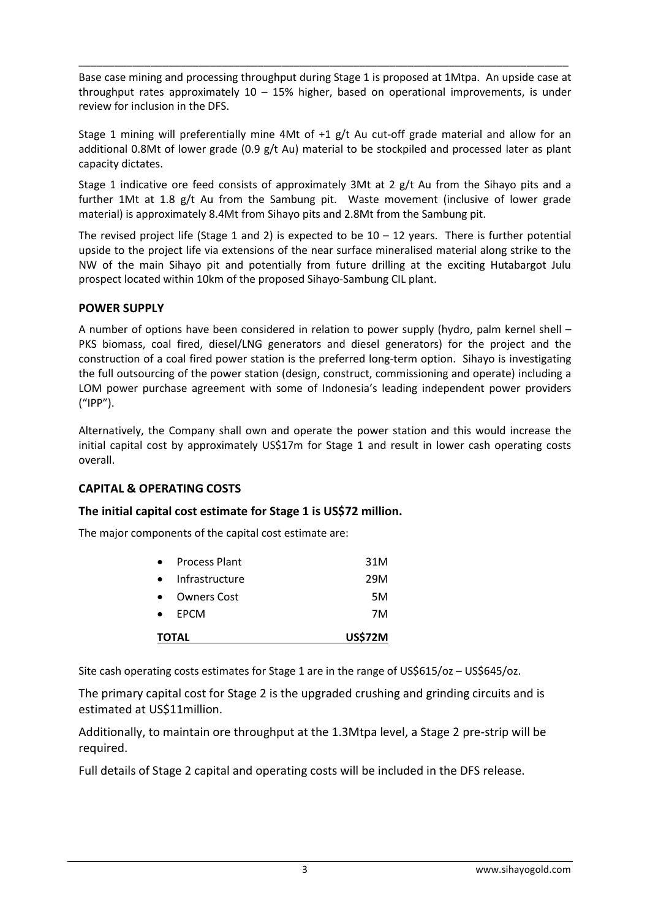Base case mining and processing throughput during Stage 1 is proposed at 1Mtpa. An upside case at throughput rates approximately 10 – 15% higher, based on operational improvements, is under review for inclusion in the DFS.

Stage 1 mining will preferentially mine 4Mt of +1 g/t Au cut-off grade material and allow for an additional 0.8Mt of lower grade (0.9 g/t Au) material to be stockpiled and processed later as plant capacity dictates.

Stage 1 indicative ore feed consists of approximately 3Mt at 2 g/t Au from the Sihayo pits and a further 1Mt at 1.8 g/t Au from the Sambung pit. Waste movement (inclusive of lower grade material) is approximately 8.4Mt from Sihayo pits and 2.8Mt from the Sambung pit.

The revised project life (Stage 1 and 2) is expected to be 10 – 12 years. There is further potential upside to the project life via extensions of the near surface mineralised material along strike to the NW of the main Sihayo pit and potentially from future drilling at the exciting Hutabargot Julu prospect located within 10km of the proposed Sihayo-Sambung CIL plant.

## POWER SUPPLY

A number of options have been considered in relation to power supply (hydro, palm kernel shell – PKS biomass, coal fired, diesel/LNG generators and diesel generators) for the project and the construction of a coal fired power station is the preferred long-term option. Sihayo is investigating the full outsourcing of the power station (design, construct, commissioning and operate) including a LOM power purchase agreement with some of Indonesia's leading independent power providers ("IPP").

Alternatively, the Company shall own and operate the power station and this would increase the initial capital cost by approximately US$17m for Stage 1 and result in lower cash operating costs overall.

## CAPITAL & OPERATING COSTS

### The initial capital cost estimate for Stage 1 is US$72 million.

The major components of the capital cost estimate are:

| Component | Cost |
|---|---|
| Process Plant | 31M |
| Infrastructure | 29M |
| Owners Cost | 5M |
| EPCM | 7M |
| **TOTAL** | **US$72M** |

Site cash operating costs estimates for Stage 1 are in the range of US$615/oz – US$645/oz.

The primary capital cost for Stage 2 is the upgraded crushing and grinding circuits and is estimated at US$11million.

Additionally, to maintain ore throughput at the 1.3Mtpa level, a Stage 2 pre-strip will be required.

Full details of Stage 2 capital and operating costs will be included in the DFS release.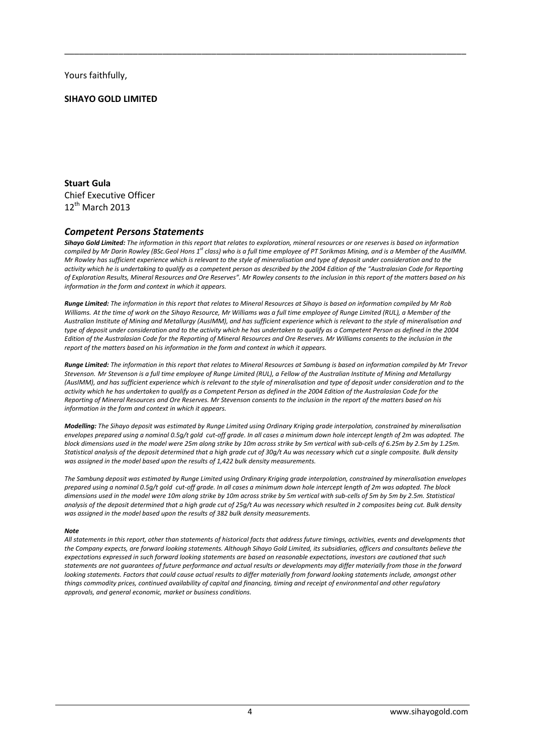Yours faithfully,

**SIHAYO GOLD LIMITED**

**Stuart Gula**
Chief Executive Officer
12th March 2013

## *Competent Persons Statements*

***Sihayo Gold Limited:*** *The information in this report that relates to exploration, mineral resources or ore reserves is based on information compiled by Mr Darin Rowley (BSc.Geol Hons 1st class) who is a full time employee of PT Sorikmas Mining, and is a Member of the AusIMM. Mr Rowley has sufficient experience which is relevant to the style of mineralisation and type of deposit under consideration and to the activity which he is undertaking to qualify as a competent person as described by the 2004 Edition of the "Australasian Code for Reporting of Exploration Results, Mineral Resources and Ore Reserves". Mr Rowley consents to the inclusion in this report of the matters based on his information in the form and context in which it appears.*

***Runge Limited:*** *The information in this report that relates to Mineral Resources at Sihayo is based on information compiled by Mr Rob Williams. At the time of work on the Sihayo Resource, Mr Williams was a full time employee of Runge Limited (RUL), a Member of the Australian Institute of Mining and Metallurgy (AusIMM), and has sufficient experience which is relevant to the style of mineralisation and type of deposit under consideration and to the activity which he has undertaken to qualify as a Competent Person as defined in the 2004 Edition of the Australasian Code for the Reporting of Mineral Resources and Ore Reserves. Mr Williams consents to the inclusion in the report of the matters based on his information in the form and context in which it appears.*

***Runge Limited:*** *The information in this report that relates to Mineral Resources at Sambung is based on information compiled by Mr Trevor Stevenson. Mr Stevenson is a full time employee of Runge Limited (RUL), a Fellow of the Australian Institute of Mining and Metallurgy (AusIMM), and has sufficient experience which is relevant to the style of mineralisation and type of deposit under consideration and to the activity which he has undertaken to qualify as a Competent Person as defined in the 2004 Edition of the Australasian Code for the Reporting of Mineral Resources and Ore Reserves. Mr Stevenson consents to the inclusion in the report of the matters based on his information in the form and context in which it appears.*

***Modelling:*** *The Sihayo deposit was estimated by Runge Limited using Ordinary Kriging grade interpolation, constrained by mineralisation envelopes prepared using a nominal 0.5g/t gold cut-off grade. In all cases a minimum down hole intercept length of 2m was adopted. The block dimensions used in the model were 25m along strike by 10m across strike by 5m vertical with sub-cells of 6.25m by 2.5m by 1.25m. Statistical analysis of the deposit determined that a high grade cut of 30g/t Au was necessary which cut a single composite. Bulk density was assigned in the model based upon the results of 1,422 bulk density measurements.*

*The Sambung deposit was estimated by Runge Limited using Ordinary Kriging grade interpolation, constrained by mineralisation envelopes prepared using a nominal 0.5g/t gold cut-off grade. In all cases a minimum down hole intercept length of 2m was adopted. The block dimensions used in the model were 10m along strike by 10m across strike by 5m vertical with sub-cells of 5m by 5m by 2.5m. Statistical analysis of the deposit determined that a high grade cut of 25g/t Au was necessary which resulted in 2 composites being cut. Bulk density was assigned in the model based upon the results of 382 bulk density measurements.*

***Note***

*All statements in this report, other than statements of historical facts that address future timings, activities, events and developments that the Company expects, are forward looking statements. Although Sihayo Gold Limited, its subsidiaries, officers and consultants believe the expectations expressed in such forward looking statements are based on reasonable expectations, investors are cautioned that such statements are not guarantees of future performance and actual results or developments may differ materially from those in the forward looking statements. Factors that could cause actual results to differ materially from forward looking statements include, amongst other things commodity prices, continued availability of capital and financing, timing and receipt of environmental and other regulatory approvals, and general economic, market or business conditions.*